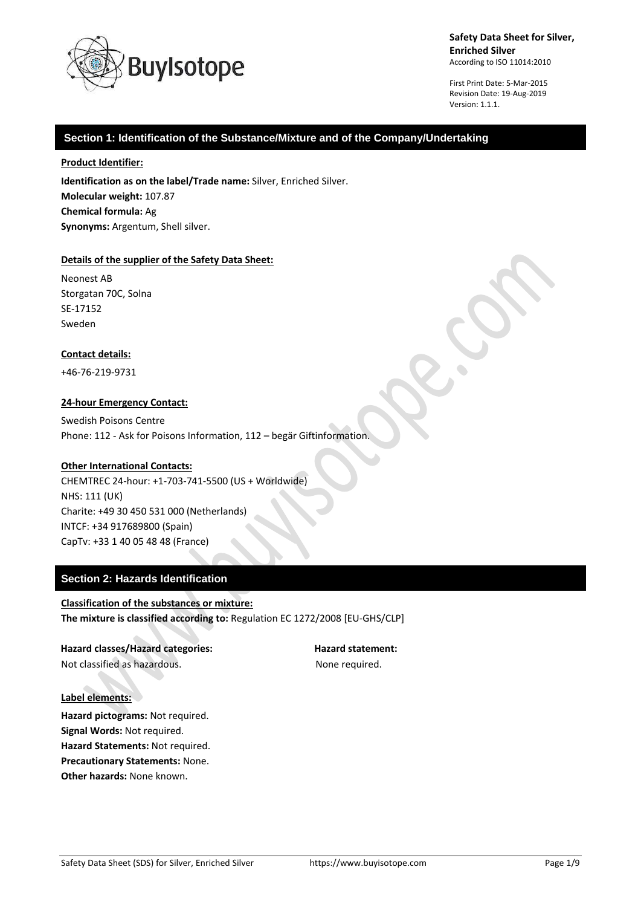**Safety Data Sheet for Silver, Enriched Silver**
According to ISO 11014:2010

First Print Date: 5-Mar-2015
Revision Date: 19-Aug-2019
Version: 1.1.1.

## Section 1: Identification of the Substance/Mixture and of the Company/Undertaking

**Product Identifier:**

**Identification as on the label/Trade name:** Silver, Enriched Silver.
**Molecular weight:** 107.87
**Chemical formula:** Ag
**Synonyms:** Argentum, Shell silver.

**Details of the supplier of the Safety Data Sheet:**

Neonest AB
Storgatan 70C, Solna
SE-17152
Sweden

**Contact details:**

+46-76-219-9731

**24-hour Emergency Contact:**

Swedish Poisons Centre
Phone: 112 - Ask for Poisons Information, 112 – begär Giftinformation.

**Other International Contacts:**

CHEMTREC 24-hour: +1-703-741-5500 (US + Worldwide)
NHS: 111 (UK)
Charite: +49 30 450 531 000 (Netherlands)
INTCF: +34 917689800 (Spain)
CapTv: +33 1 40 05 48 48 (France)

## Section 2: Hazards Identification

**Classification of the substances or mixture:**
**The mixture is classified according to:** Regulation EC 1272/2008 [EU-GHS/CLP]

| Hazard classes/Hazard categories: | Hazard statement: |
| --- | --- |
| Not classified as hazardous. | None required. |

**Label elements:**

**Hazard pictograms:** Not required.
**Signal Words:** Not required.
**Hazard Statements:** Not required.
**Precautionary Statements:** None.
**Other hazards:** None known.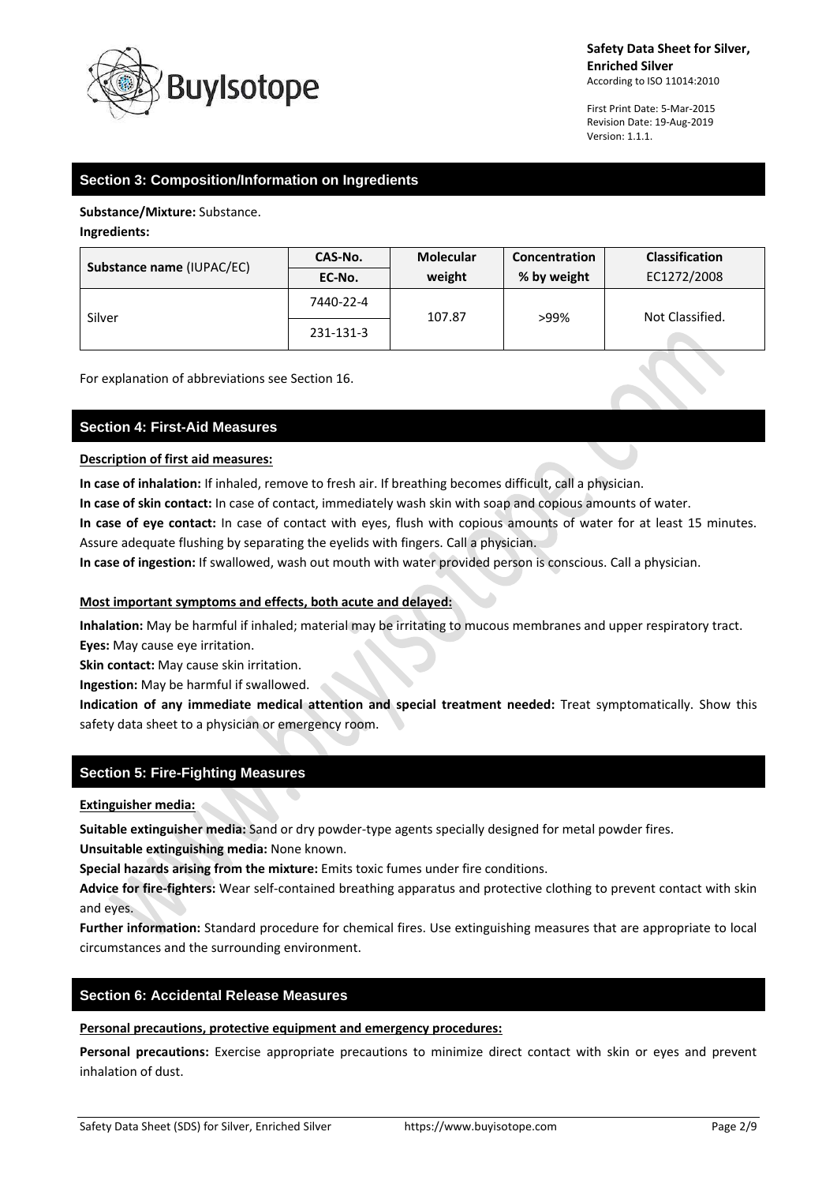## Section 3: Composition/Information on Ingredients

**Substance/Mixture:** Substance.

**Ingredients:**

| Substance name (IUPAC/EC) | CAS-No. / EC-No. | Molecular weight | Concentration % by weight | Classification EC1272/2008 |
|---|---|---|---|---|
| Silver | 7440-22-4 / 231-131-3 | 107.87 | >99% | Not Classified. |

For explanation of abbreviations see Section 16.

## Section 4: First-Aid Measures

**Description of first aid measures:**

**In case of inhalation:** If inhaled, remove to fresh air. If breathing becomes difficult, call a physician.

**In case of skin contact:** In case of contact, immediately wash skin with soap and copious amounts of water.

**In case of eye contact:** In case of contact with eyes, flush with copious amounts of water for at least 15 minutes. Assure adequate flushing by separating the eyelids with fingers. Call a physician.

**In case of ingestion:** If swallowed, wash out mouth with water provided person is conscious. Call a physician.

**Most important symptoms and effects, both acute and delayed:**

**Inhalation:** May be harmful if inhaled; material may be irritating to mucous membranes and upper respiratory tract.

**Eyes:** May cause eye irritation.

**Skin contact:** May cause skin irritation.

**Ingestion:** May be harmful if swallowed.

**Indication of any immediate medical attention and special treatment needed:** Treat symptomatically. Show this safety data sheet to a physician or emergency room.

## Section 5: Fire-Fighting Measures

**Extinguisher media:**

**Suitable extinguisher media:** Sand or dry powder-type agents specially designed for metal powder fires.

**Unsuitable extinguishing media:** None known.

**Special hazards arising from the mixture:** Emits toxic fumes under fire conditions.

**Advice for fire-fighters:** Wear self-contained breathing apparatus and protective clothing to prevent contact with skin and eyes.

**Further information:** Standard procedure for chemical fires. Use extinguishing measures that are appropriate to local circumstances and the surrounding environment.

## Section 6: Accidental Release Measures

**Personal precautions, protective equipment and emergency procedures:**

**Personal precautions:** Exercise appropriate precautions to minimize direct contact with skin or eyes and prevent inhalation of dust.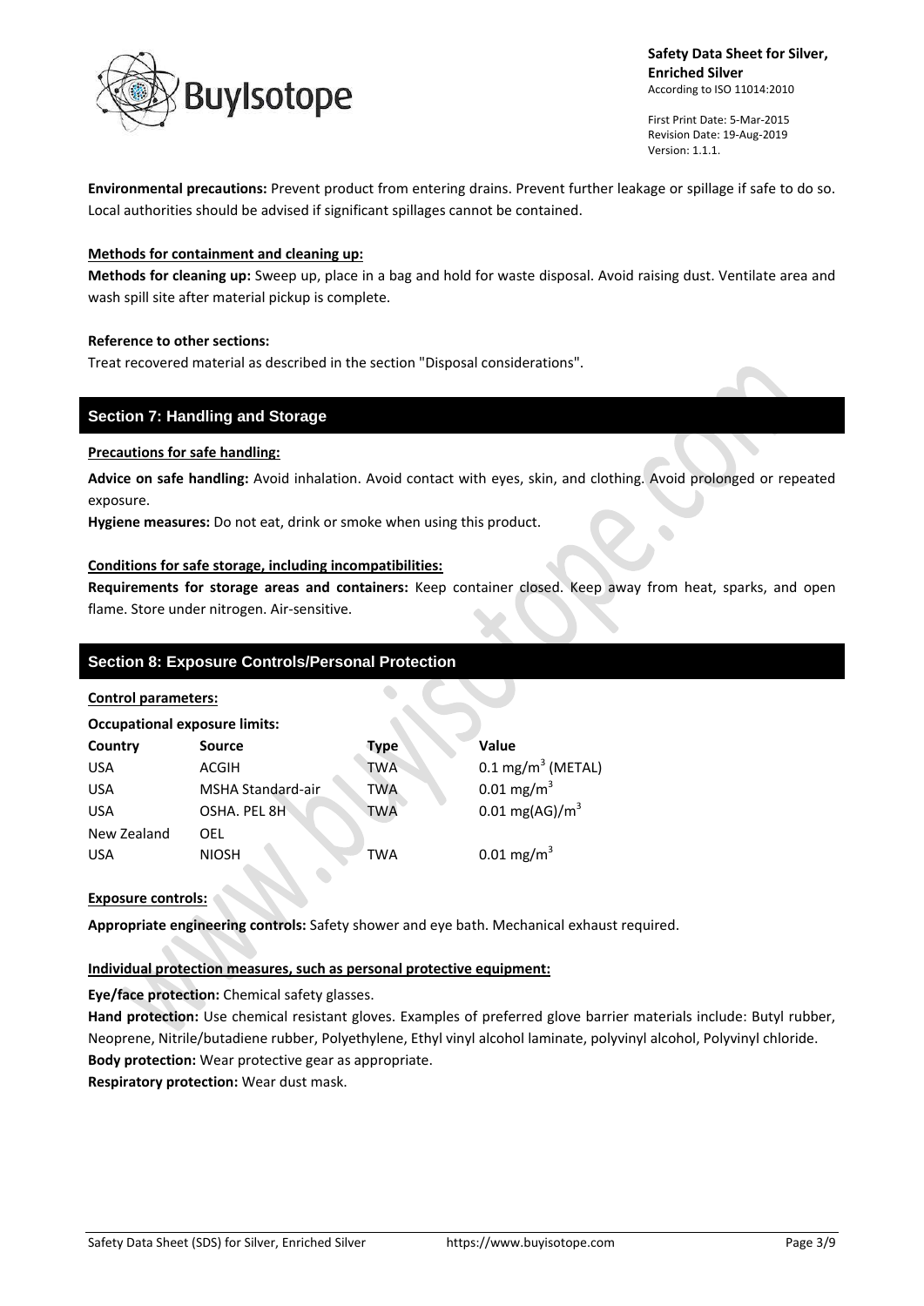**Environmental precautions:** Prevent product from entering drains. Prevent further leakage or spillage if safe to do so. Local authorities should be advised if significant spillages cannot be contained.

**Methods for containment and cleaning up:**

**Methods for cleaning up:** Sweep up, place in a bag and hold for waste disposal. Avoid raising dust. Ventilate area and wash spill site after material pickup is complete.

**Reference to other sections:**

Treat recovered material as described in the section "Disposal considerations".

## Section 7: Handling and Storage

**Precautions for safe handling:**

**Advice on safe handling:** Avoid inhalation. Avoid contact with eyes, skin, and clothing. Avoid prolonged or repeated exposure.

**Hygiene measures:** Do not eat, drink or smoke when using this product.

**Conditions for safe storage, including incompatibilities:**

**Requirements for storage areas and containers:** Keep container closed. Keep away from heat, sparks, and open flame. Store under nitrogen. Air-sensitive.

## Section 8: Exposure Controls/Personal Protection

**Control parameters:**

**Occupational exposure limits:**

| Country | Source | Type | Value |
|---|---|---|---|
| USA | ACGIH | TWA | 0.1 mg/m$^3$ (METAL) |
| USA | MSHA Standard-air | TWA | 0.01 mg/m$^3$ |
| USA | OSHA. PEL 8H | TWA | 0.01 mg(AG)/m$^3$ |
| New Zealand | OEL | | |
| USA | NIOSH | TWA | 0.01 mg/m$^3$ |

**Exposure controls:**

**Appropriate engineering controls:** Safety shower and eye bath. Mechanical exhaust required.

**Individual protection measures, such as personal protective equipment:**

**Eye/face protection:** Chemical safety glasses.

**Hand protection:** Use chemical resistant gloves. Examples of preferred glove barrier materials include: Butyl rubber, Neoprene, Nitrile/butadiene rubber, Polyethylene, Ethyl vinyl alcohol laminate, polyvinyl alcohol, Polyvinyl chloride.

**Body protection:** Wear protective gear as appropriate.

**Respiratory protection:** Wear dust mask.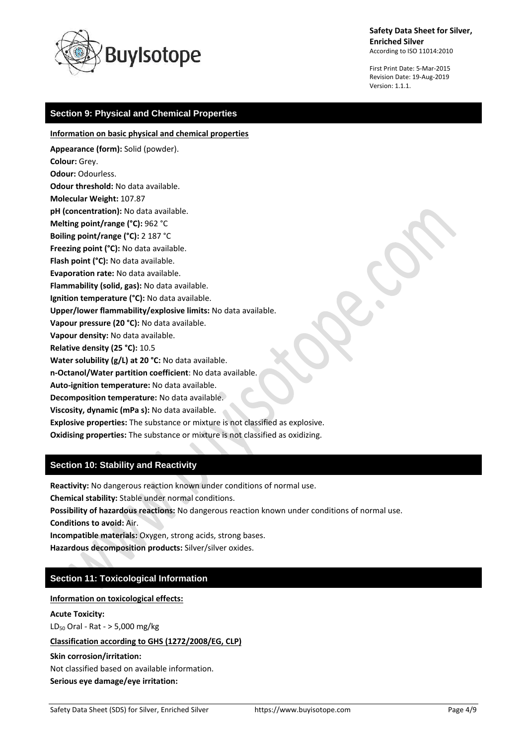## Section 9: Physical and Chemical Properties

**Information on basic physical and chemical properties**

**Appearance (form):** Solid (powder).
**Colour:** Grey.
**Odour:** Odourless.
**Odour threshold:** No data available.
**Molecular Weight:** 107.87
**pH (concentration):** No data available.
**Melting point/range (°C):** 962 °C
**Boiling point/range (°C):** 2 187 °C
**Freezing point (°C):** No data available.
**Flash point (°C):** No data available.
**Evaporation rate:** No data available.
**Flammability (solid, gas):** No data available.
**Ignition temperature (°C):** No data available.
**Upper/lower flammability/explosive limits:** No data available.
**Vapour pressure (20 °C):** No data available.
**Vapour density:** No data available.
**Relative density (25 °C):** 10.5
**Water solubility (g/L) at 20 °C:** No data available.
**n-Octanol/Water partition coefficient**: No data available.
**Auto-ignition temperature:** No data available.
**Decomposition temperature:** No data available.
**Viscosity, dynamic (mPa s):** No data available.
**Explosive properties:** The substance or mixture is not classified as explosive.
**Oxidising properties:** The substance or mixture is not classified as oxidizing.

## Section 10: Stability and Reactivity

**Reactivity:** No dangerous reaction known under conditions of normal use.
**Chemical stability:** Stable under normal conditions.
**Possibility of hazardous reactions:** No dangerous reaction known under conditions of normal use.
**Conditions to avoid:** Air.
**Incompatible materials:** Oxygen, strong acids, strong bases.
**Hazardous decomposition products:** Silver/silver oxides.

## Section 11: Toxicological Information

**Information on toxicological effects:**

**Acute Toxicity:**
$LD_{50}$ Oral - Rat - > 5,000 mg/kg

**Classification according to GHS (1272/2008/EG, CLP)**

**Skin corrosion/irritation:**
Not classified based on available information.
**Serious eye damage/eye irritation:**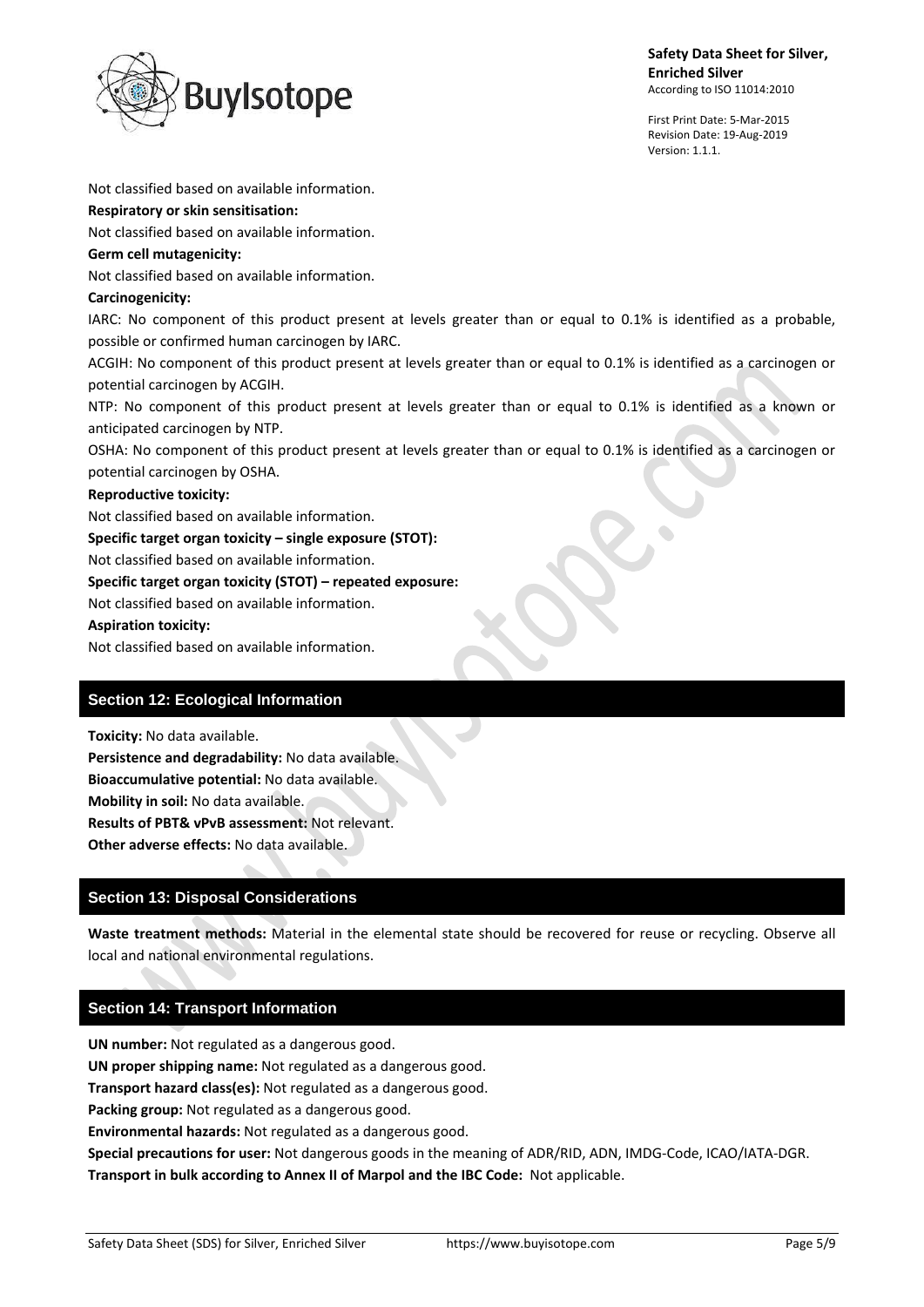Not classified based on available information.

**Respiratory or skin sensitisation:**

Not classified based on available information.

**Germ cell mutagenicity:**

Not classified based on available information.

**Carcinogenicity:**

IARC: No component of this product present at levels greater than or equal to 0.1% is identified as a probable, possible or confirmed human carcinogen by IARC.

ACGIH: No component of this product present at levels greater than or equal to 0.1% is identified as a carcinogen or potential carcinogen by ACGIH.

NTP: No component of this product present at levels greater than or equal to 0.1% is identified as a known or anticipated carcinogen by NTP.

OSHA: No component of this product present at levels greater than or equal to 0.1% is identified as a carcinogen or potential carcinogen by OSHA.

**Reproductive toxicity:**

Not classified based on available information.

**Specific target organ toxicity – single exposure (STOT):**

Not classified based on available information.

**Specific target organ toxicity (STOT) – repeated exposure:**

Not classified based on available information.

**Aspiration toxicity:**

Not classified based on available information.

## Section 12: Ecological Information

**Toxicity:** No data available.

**Persistence and degradability:** No data available.

**Bioaccumulative potential:** No data available.

**Mobility in soil:** No data available.

**Results of PBT& vPvB assessment:** Not relevant.

**Other adverse effects:** No data available.

## Section 13: Disposal Considerations

**Waste treatment methods:** Material in the elemental state should be recovered for reuse or recycling. Observe all local and national environmental regulations.

## Section 14: Transport Information

**UN number:** Not regulated as a dangerous good.

**UN proper shipping name:** Not regulated as a dangerous good.

**Transport hazard class(es):** Not regulated as a dangerous good.

**Packing group:** Not regulated as a dangerous good.

**Environmental hazards:** Not regulated as a dangerous good.

**Special precautions for user:** Not dangerous goods in the meaning of ADR/RID, ADN, IMDG-Code, ICAO/IATA-DGR.

**Transport in bulk according to Annex II of Marpol and the IBC Code:** Not applicable.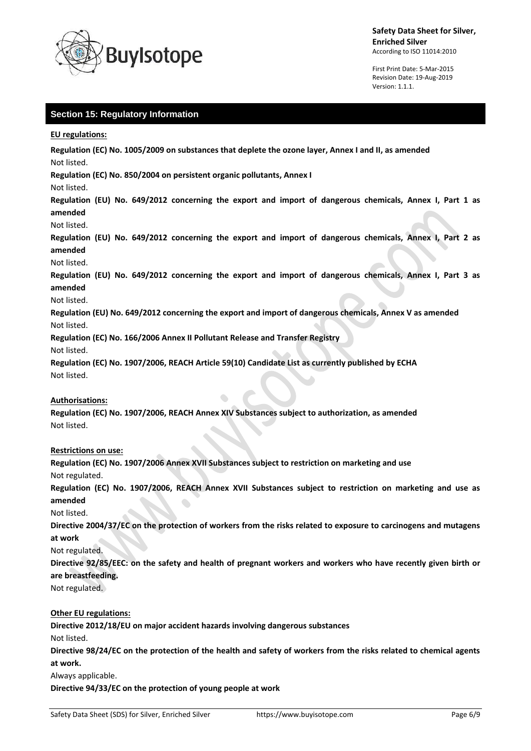## Section 15: Regulatory Information

**EU regulations:**

**Regulation (EC) No. 1005/2009 on substances that deplete the ozone layer, Annex I and II, as amended**
Not listed.

**Regulation (EC) No. 850/2004 on persistent organic pollutants, Annex I**
Not listed.

**Regulation (EU) No. 649/2012 concerning the export and import of dangerous chemicals, Annex I, Part 1 as amended**
Not listed.

**Regulation (EU) No. 649/2012 concerning the export and import of dangerous chemicals, Annex I, Part 2 as amended**
Not listed.

**Regulation (EU) No. 649/2012 concerning the export and import of dangerous chemicals, Annex I, Part 3 as amended**
Not listed.

**Regulation (EU) No. 649/2012 concerning the export and import of dangerous chemicals, Annex V as amended**
Not listed.

**Regulation (EC) No. 166/2006 Annex II Pollutant Release and Transfer Registry**
Not listed.

**Regulation (EC) No. 1907/2006, REACH Article 59(10) Candidate List as currently published by ECHA**
Not listed.

**Authorisations:**

**Regulation (EC) No. 1907/2006, REACH Annex XIV Substances subject to authorization, as amended**
Not listed.

**Restrictions on use:**

**Regulation (EC) No. 1907/2006 Annex XVII Substances subject to restriction on marketing and use**
Not regulated.

**Regulation (EC) No. 1907/2006, REACH Annex XVII Substances subject to restriction on marketing and use as amended**
Not listed.

**Directive 2004/37/EC on the protection of workers from the risks related to exposure to carcinogens and mutagens at work**
Not regulated.

**Directive 92/85/EEC: on the safety and health of pregnant workers and workers who have recently given birth or are breastfeeding.**
Not regulated.

**Other EU regulations:**

**Directive 2012/18/EU on major accident hazards involving dangerous substances**
Not listed.

**Directive 98/24/EC on the protection of the health and safety of workers from the risks related to chemical agents at work.**
Always applicable.

**Directive 94/33/EC on the protection of young people at work**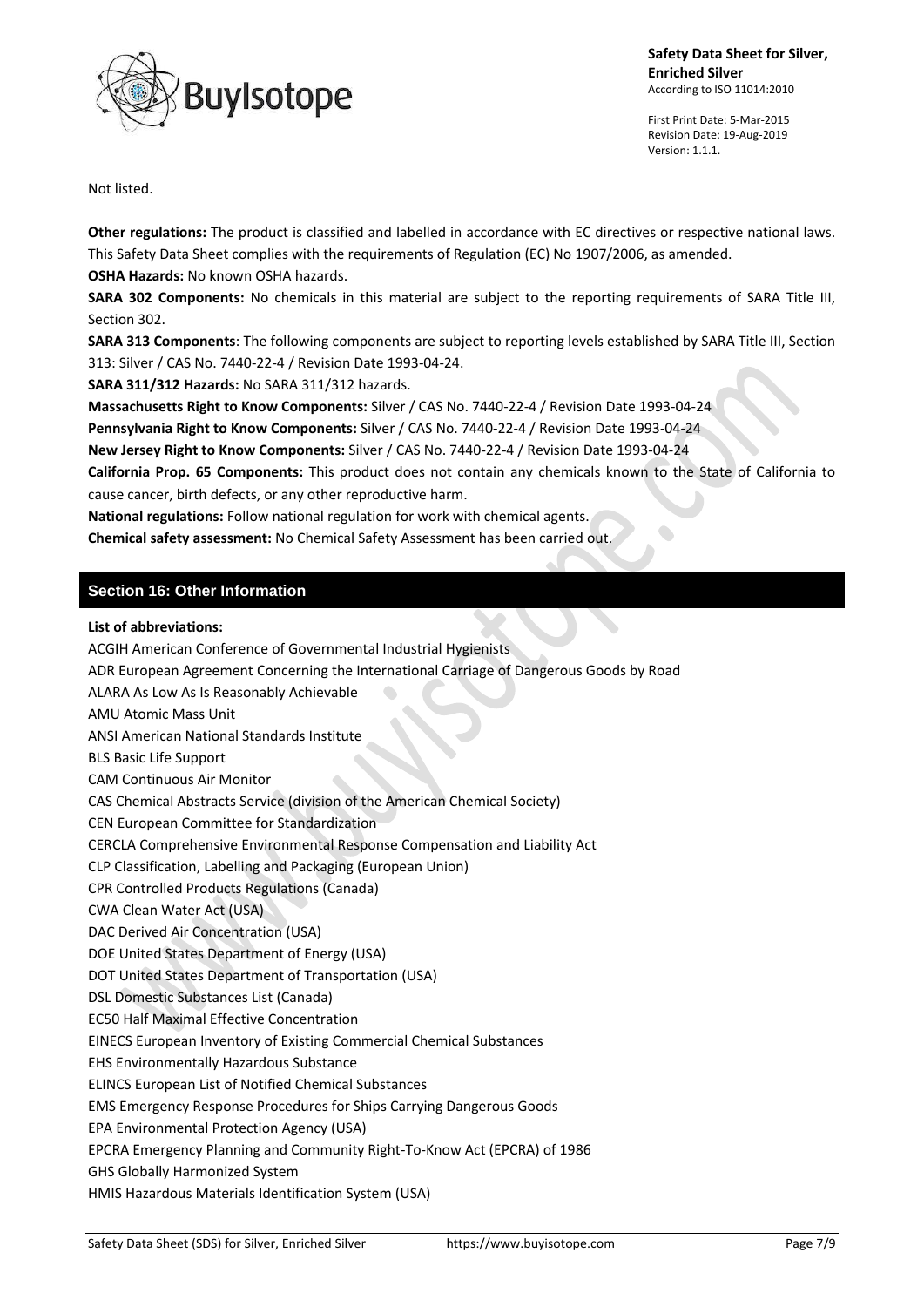Not listed.

**Other regulations:** The product is classified and labelled in accordance with EC directives or respective national laws. This Safety Data Sheet complies with the requirements of Regulation (EC) No 1907/2006, as amended.

**OSHA Hazards:** No known OSHA hazards.

**SARA 302 Components:** No chemicals in this material are subject to the reporting requirements of SARA Title III, Section 302.

**SARA 313 Components**: The following components are subject to reporting levels established by SARA Title III, Section 313: Silver / CAS No. 7440-22-4 / Revision Date 1993-04-24.

**SARA 311/312 Hazards:** No SARA 311/312 hazards.

**Massachusetts Right to Know Components:** Silver / CAS No. 7440-22-4 / Revision Date 1993-04-24

**Pennsylvania Right to Know Components:** Silver / CAS No. 7440-22-4 / Revision Date 1993-04-24

**New Jersey Right to Know Components:** Silver / CAS No. 7440-22-4 / Revision Date 1993-04-24

**California Prop. 65 Components:** This product does not contain any chemicals known to the State of California to cause cancer, birth defects, or any other reproductive harm.

**National regulations:** Follow national regulation for work with chemical agents.

**Chemical safety assessment:** No Chemical Safety Assessment has been carried out.

## Section 16: Other Information

**List of abbreviations:**

ACGIH American Conference of Governmental Industrial Hygienists
ADR European Agreement Concerning the International Carriage of Dangerous Goods by Road
ALARA As Low As Is Reasonably Achievable
AMU Atomic Mass Unit
ANSI American National Standards Institute
BLS Basic Life Support
CAM Continuous Air Monitor
CAS Chemical Abstracts Service (division of the American Chemical Society)
CEN European Committee for Standardization
CERCLA Comprehensive Environmental Response Compensation and Liability Act
CLP Classification, Labelling and Packaging (European Union)
CPR Controlled Products Regulations (Canada)
CWA Clean Water Act (USA)
DAC Derived Air Concentration (USA)
DOE United States Department of Energy (USA)
DOT United States Department of Transportation (USA)
DSL Domestic Substances List (Canada)
EC50 Half Maximal Effective Concentration
EINECS European Inventory of Existing Commercial Chemical Substances
EHS Environmentally Hazardous Substance
ELINCS European List of Notified Chemical Substances
EMS Emergency Response Procedures for Ships Carrying Dangerous Goods
EPA Environmental Protection Agency (USA)
EPCRA Emergency Planning and Community Right-To-Know Act (EPCRA) of 1986
GHS Globally Harmonized System
HMIS Hazardous Materials Identification System (USA)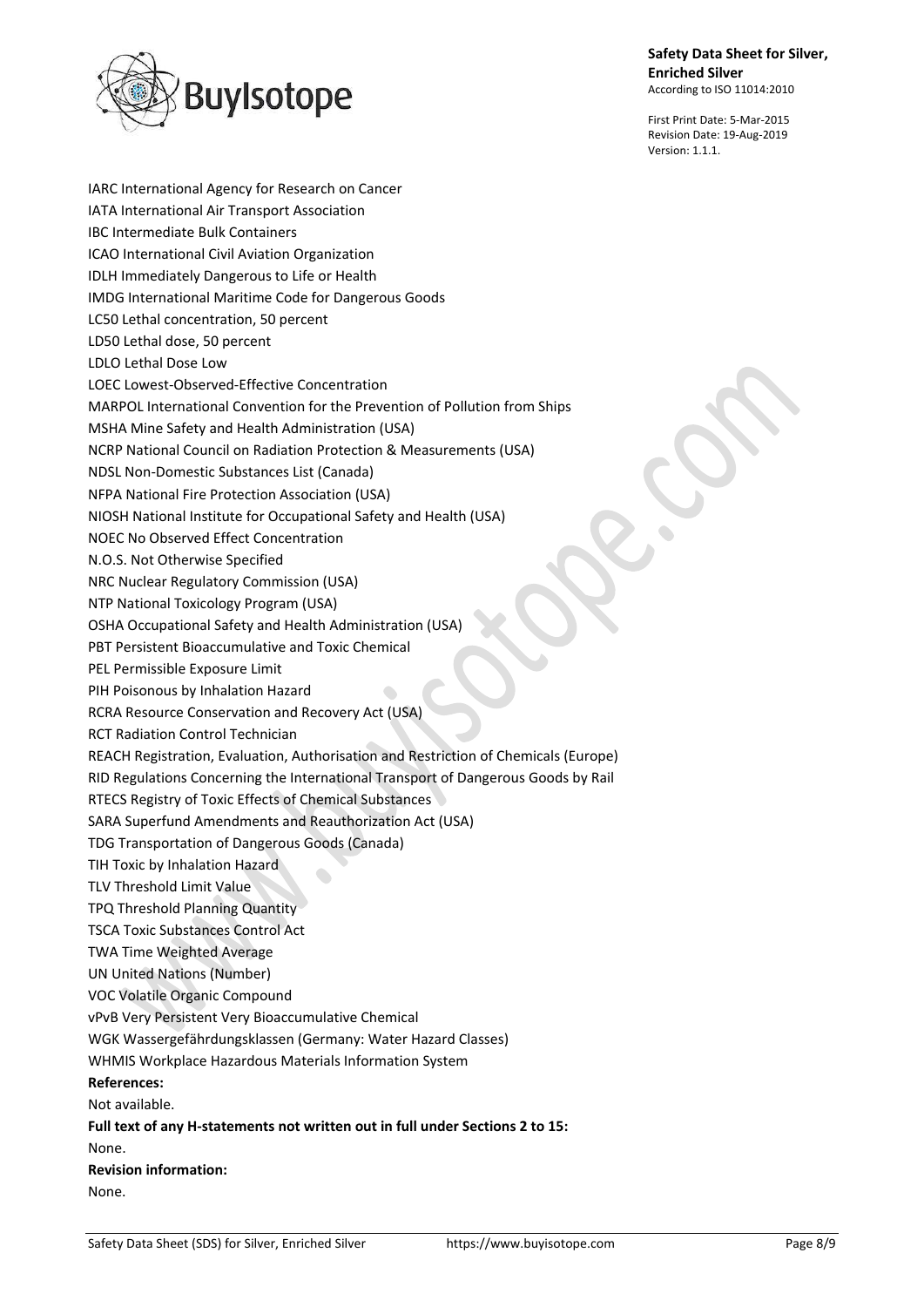IARC International Agency for Research on Cancer
IATA International Air Transport Association
IBC Intermediate Bulk Containers
ICAO International Civil Aviation Organization
IDLH Immediately Dangerous to Life or Health
IMDG International Maritime Code for Dangerous Goods
LC50 Lethal concentration, 50 percent
LD50 Lethal dose, 50 percent
LDLO Lethal Dose Low
LOEC Lowest-Observed-Effective Concentration
MARPOL International Convention for the Prevention of Pollution from Ships
MSHA Mine Safety and Health Administration (USA)
NCRP National Council on Radiation Protection & Measurements (USA)
NDSL Non-Domestic Substances List (Canada)
NFPA National Fire Protection Association (USA)
NIOSH National Institute for Occupational Safety and Health (USA)
NOEC No Observed Effect Concentration
N.O.S. Not Otherwise Specified
NRC Nuclear Regulatory Commission (USA)
NTP National Toxicology Program (USA)
OSHA Occupational Safety and Health Administration (USA)
PBT Persistent Bioaccumulative and Toxic Chemical
PEL Permissible Exposure Limit
PIH Poisonous by Inhalation Hazard
RCRA Resource Conservation and Recovery Act (USA)
RCT Radiation Control Technician
REACH Registration, Evaluation, Authorisation and Restriction of Chemicals (Europe)
RID Regulations Concerning the International Transport of Dangerous Goods by Rail
RTECS Registry of Toxic Effects of Chemical Substances
SARA Superfund Amendments and Reauthorization Act (USA)
TDG Transportation of Dangerous Goods (Canada)
TIH Toxic by Inhalation Hazard
TLV Threshold Limit Value
TPQ Threshold Planning Quantity
TSCA Toxic Substances Control Act
TWA Time Weighted Average
UN United Nations (Number)
VOC Volatile Organic Compound
vPvB Very Persistent Very Bioaccumulative Chemical
WGK Wassergefährdungsklassen (Germany: Water Hazard Classes)
WHMIS Workplace Hazardous Materials Information System

**References:**

Not available.

**Full text of any H-statements not written out in full under Sections 2 to 15:**

None.

**Revision information:**

None.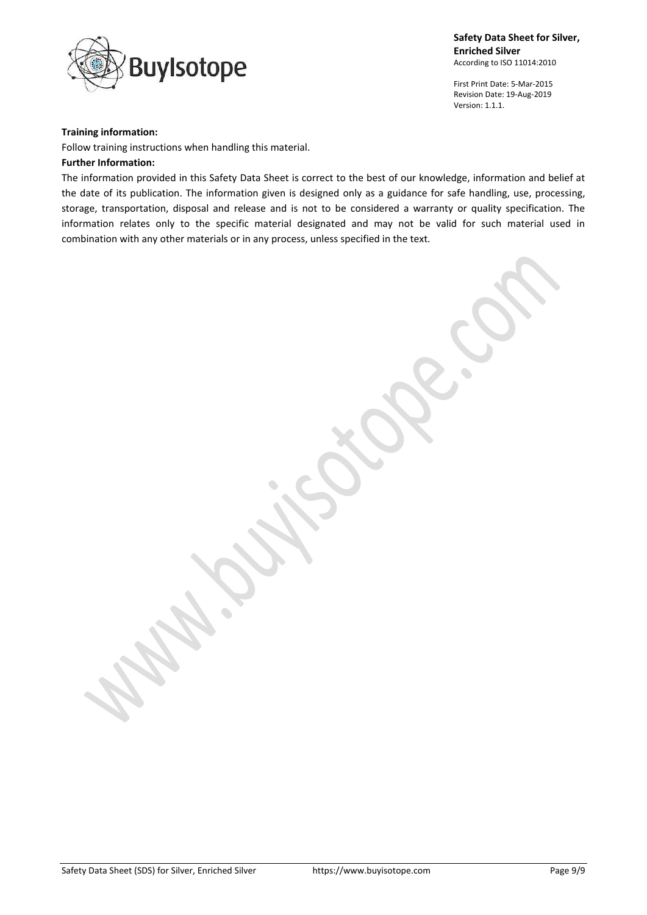**Training information:**

Follow training instructions when handling this material.

**Further Information:**

The information provided in this Safety Data Sheet is correct to the best of our knowledge, information and belief at the date of its publication. The information given is designed only as a guidance for safe handling, use, processing, storage, transportation, disposal and release and is not to be considered a warranty or quality specification. The information relates only to the specific material designated and may not be valid for such material used in combination with any other materials or in any process, unless specified in the text.